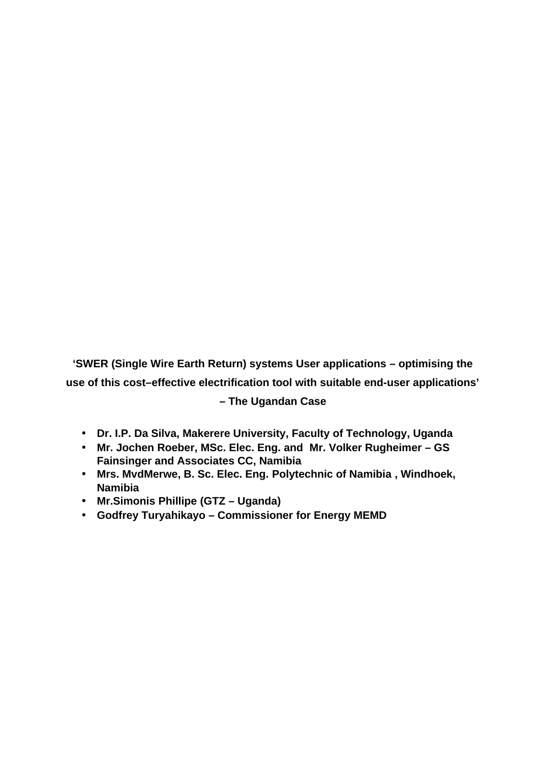# ‘SWER (Single Wire Earth Return) systems User applications – optimising the use of this cost–effective electrification tool with suitable end-user applications’ – The Ugandan Case

- **Dr. I.P. Da Silva, Makerere University, Faculty of Technology, Uganda**
- **Mr. Jochen Roeber, MSc. Elec. Eng. and Mr. Volker Rugheimer – GS Fainsinger and Associates CC, Namibia**
- **Mrs. MvdMerwe, B. Sc. Elec. Eng. Polytechnic of Namibia , Windhoek, Namibia**
- **Mr.Simonis Phillipe (GTZ – Uganda)**
- **Godfrey Turyahikayo – Commissioner for Energy MEMD**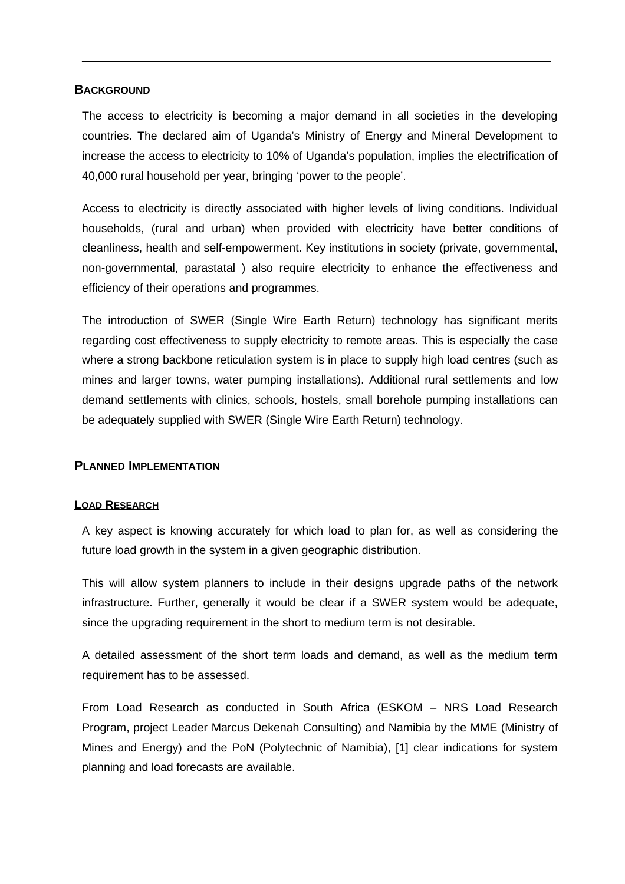## BACKGROUND

The access to electricity is becoming a major demand in all societies in the developing countries. The declared aim of Uganda's Ministry of Energy and Mineral Development to increase the access to electricity to 10% of Uganda's population, implies the electrification of 40,000 rural household per year, bringing 'power to the people'.

Access to electricity is directly associated with higher levels of living conditions. Individual households, (rural and urban) when provided with electricity have better conditions of cleanliness, health and self-empowerment. Key institutions in society (private, governmental, non-governmental, parastatal ) also require electricity to enhance the effectiveness and efficiency of their operations and programmes.

The introduction of SWER (Single Wire Earth Return) technology has significant merits regarding cost effectiveness to supply electricity to remote areas. This is especially the case where a strong backbone reticulation system is in place to supply high load centres (such as mines and larger towns, water pumping installations). Additional rural settlements and low demand settlements with clinics, schools, hostels, small borehole pumping installations can be adequately supplied with SWER (Single Wire Earth Return) technology.

## PLANNED IMPLEMENTATION

### LOAD RESEARCH

A key aspect is knowing accurately for which load to plan for, as well as considering the future load growth in the system in a given geographic distribution.

This will allow system planners to include in their designs upgrade paths of the network infrastructure. Further, generally it would be clear if a SWER system would be adequate, since the upgrading requirement in the short to medium term is not desirable.

A detailed assessment of the short term loads and demand, as well as the medium term requirement has to be assessed.

From Load Research as conducted in South Africa (ESKOM – NRS Load Research Program, project Leader Marcus Dekenah Consulting) and Namibia by the MME (Ministry of Mines and Energy) and the PoN (Polytechnic of Namibia), [1] clear indications for system planning and load forecasts are available.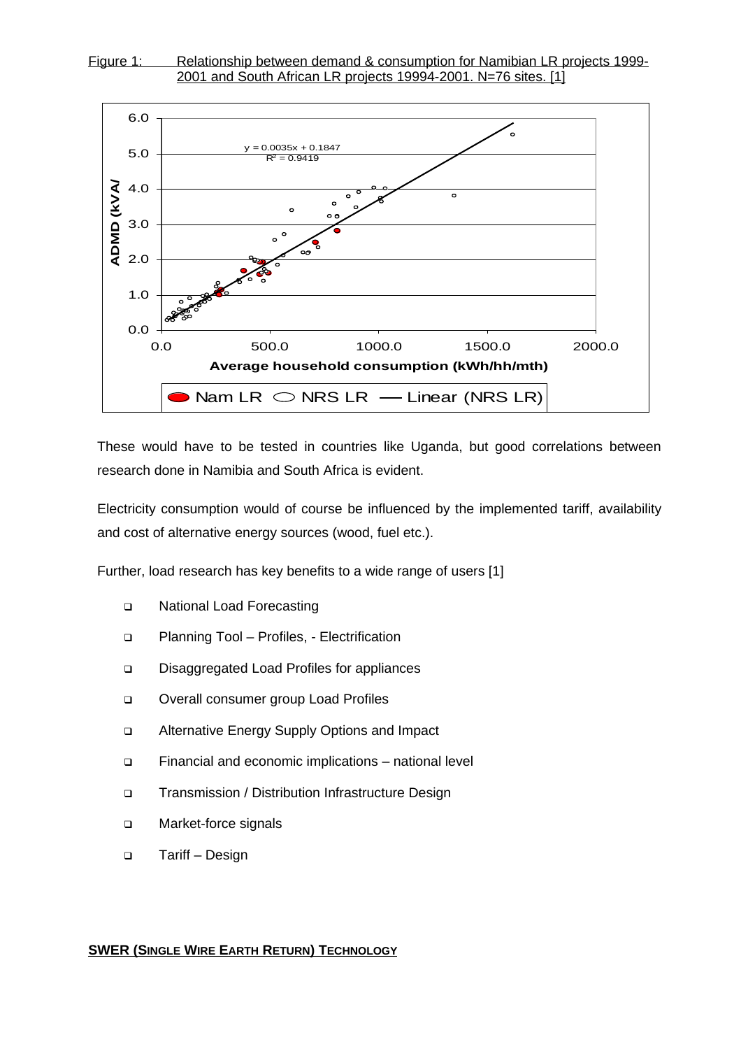Figure 1: Relationship between demand & consumption for Namibian LR projects 1999-2001 and South African LR projects 19994-2001. N=76 sites. [1]

These would have to be tested in countries like Uganda, but good correlations between research done in Namibia and South Africa is evident.

Electricity consumption would of course be influenced by the implemented tariff, availability and cost of alternative energy sources (wood, fuel etc.).

Further, load research has key benefits to a wide range of users [1]

- National Load Forecasting
- Planning Tool – Profiles, - Electrification
- Disaggregated Load Profiles for appliances
- Overall consumer group Load Profiles
- Alternative Energy Supply Options and Impact
- Financial and economic implications – national level
- Transmission / Distribution Infrastructure Design
- Market-force signals
- Tariff – Design

## SWER (SINGLE WIRE EARTH RETURN) TECHNOLOGY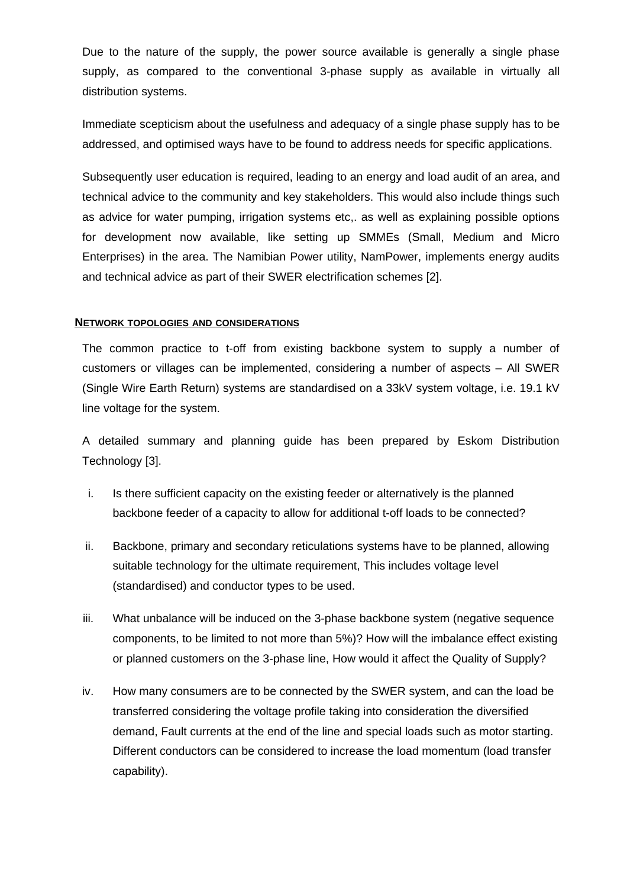Due to the nature of the supply, the power source available is generally a single phase supply, as compared to the conventional 3-phase supply as available in virtually all distribution systems.

Immediate scepticism about the usefulness and adequacy of a single phase supply has to be addressed, and optimised ways have to be found to address needs for specific applications.

Subsequently user education is required, leading to an energy and load audit of an area, and technical advice to the community and key stakeholders. This would also include things such as advice for water pumping, irrigation systems etc,. as well as explaining possible options for development now available, like setting up SMMEs (Small, Medium and Micro Enterprises) in the area. The Namibian Power utility, NamPower, implements energy audits and technical advice as part of their SWER electrification schemes [2].

## NETWORK TOPOLOGIES AND CONSIDERATIONS

The common practice to t-off from existing backbone system to supply a number of customers or villages can be implemented, considering a number of aspects – All SWER (Single Wire Earth Return) systems are standardised on a 33kV system voltage, i.e. 19.1 kV line voltage for the system.

A detailed summary and planning guide has been prepared by Eskom Distribution Technology [3].

i. Is there sufficient capacity on the existing feeder or alternatively is the planned backbone feeder of a capacity to allow for additional t-off loads to be connected?

ii. Backbone, primary and secondary reticulations systems have to be planned, allowing suitable technology for the ultimate requirement, This includes voltage level (standardised) and conductor types to be used.

iii. What unbalance will be induced on the 3-phase backbone system (negative sequence components, to be limited to not more than 5%)? How will the imbalance effect existing or planned customers on the 3-phase line, How would it affect the Quality of Supply?

iv. How many consumers are to be connected by the SWER system, and can the load be transferred considering the voltage profile taking into consideration the diversified demand, Fault currents at the end of the line and special loads such as motor starting. Different conductors can be considered to increase the load momentum (load transfer capability).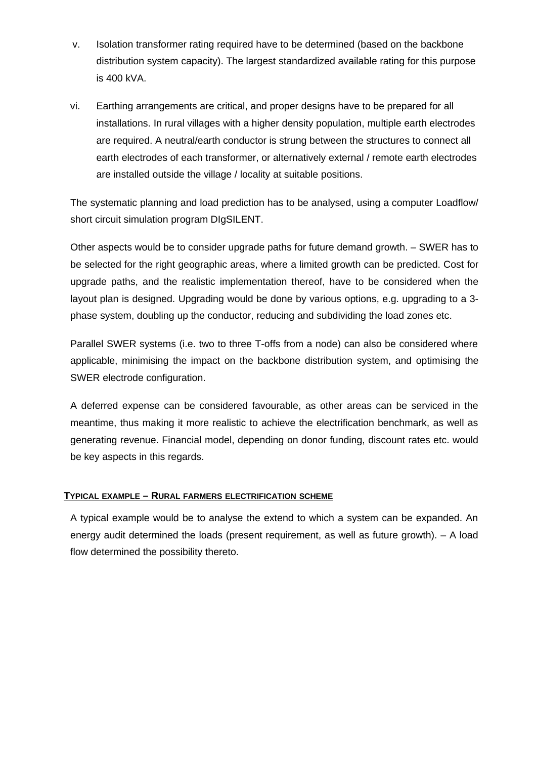v. Isolation transformer rating required have to be determined (based on the backbone distribution system capacity). The largest standardized available rating for this purpose is 400 kVA.

vi. Earthing arrangements are critical, and proper designs have to be prepared for all installations. In rural villages with a higher density population, multiple earth electrodes are required. A neutral/earth conductor is strung between the structures to connect all earth electrodes of each transformer, or alternatively external / remote earth electrodes are installed outside the village / locality at suitable positions.

The systematic planning and load prediction has to be analysed, using a computer Loadflow/ short circuit simulation program DIgSILENT.

Other aspects would be to consider upgrade paths for future demand growth. – SWER has to be selected for the right geographic areas, where a limited growth can be predicted. Cost for upgrade paths, and the realistic implementation thereof, have to be considered when the layout plan is designed. Upgrading would be done by various options, e.g. upgrading to a 3-phase system, doubling up the conductor, reducing and subdividing the load zones etc.

Parallel SWER systems (i.e. two to three T-offs from a node) can also be considered where applicable, minimising the impact on the backbone distribution system, and optimising the SWER electrode configuration.

A deferred expense can be considered favourable, as other areas can be serviced in the meantime, thus making it more realistic to achieve the electrification benchmark, as well as generating revenue. Financial model, depending on donor funding, discount rates etc. would be key aspects in this regards.

## TYPICAL EXAMPLE – RURAL FARMERS ELECTRIFICATION SCHEME

A typical example would be to analyse the extend to which a system can be expanded. An energy audit determined the loads (present requirement, as well as future growth). – A load flow determined the possibility thereto.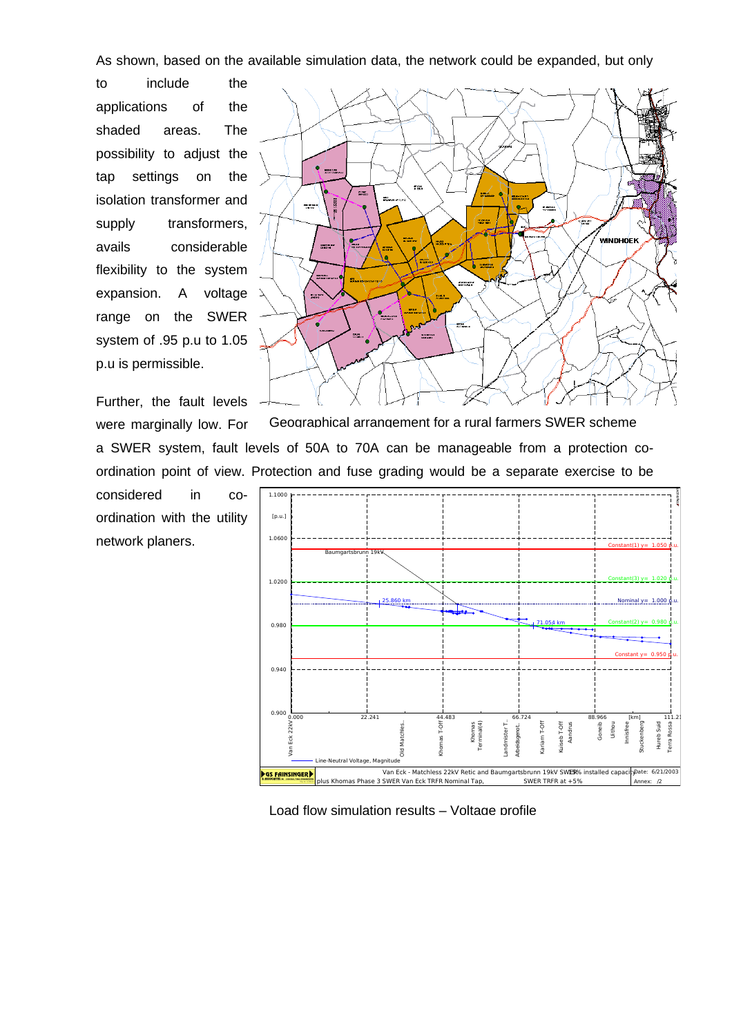As shown, based on the available simulation data, the network could be expanded, but only to include the applications of the shaded areas. The possibility to adjust the tap settings on the isolation transformer and supply transformers, avails considerable flexibility to the system expansion. A voltage range on the SWER system of .95 p.u to 1.05 p.u is permissible.

Geographical arrangement for a rural farmers SWER scheme

Further, the fault levels were marginally low. For a SWER system, fault levels of 50A to 70A can be manageable from a protection co-ordination point of view. Protection and fuse grading would be a separate exercise to be considered in co-ordination with the utility network planers.

Load flow simulation results – Voltage profile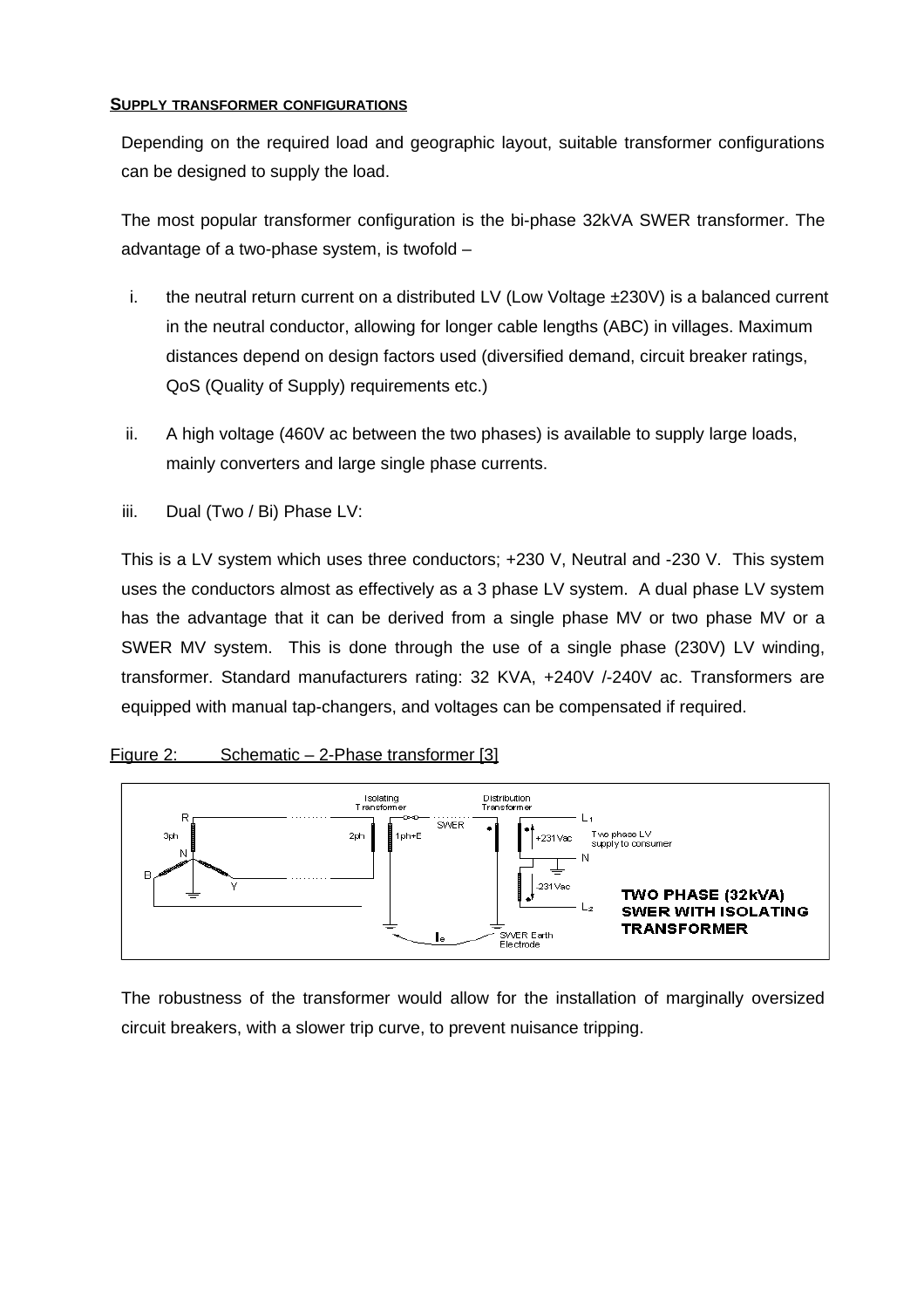## SUPPLY TRANSFORMER CONFIGURATIONS

Depending on the required load and geographic layout, suitable transformer configurations can be designed to supply the load.

The most popular transformer configuration is the bi-phase 32kVA SWER transformer. The advantage of a two-phase system, is twofold –

i. the neutral return current on a distributed LV (Low Voltage ±230V) is a balanced current in the neutral conductor, allowing for longer cable lengths (ABC) in villages. Maximum distances depend on design factors used (diversified demand, circuit breaker ratings, QoS (Quality of Supply) requirements etc.)

ii. A high voltage (460V ac between the two phases) is available to supply large loads, mainly converters and large single phase currents.

iii. Dual (Two / Bi) Phase LV:

This is a LV system which uses three conductors; +230 V, Neutral and -230 V. This system uses the conductors almost as effectively as a 3 phase LV system. A dual phase LV system has the advantage that it can be derived from a single phase MV or two phase MV or a SWER MV system. This is done through the use of a single phase (230V) LV winding, transformer. Standard manufacturers rating: 32 KVA, +240V /-240V ac. Transformers are equipped with manual tap-changers, and voltages can be compensated if required.

Figure 2: Schematic – 2-Phase transformer [3]

The robustness of the transformer would allow for the installation of marginally oversized circuit breakers, with a slower trip curve, to prevent nuisance tripping.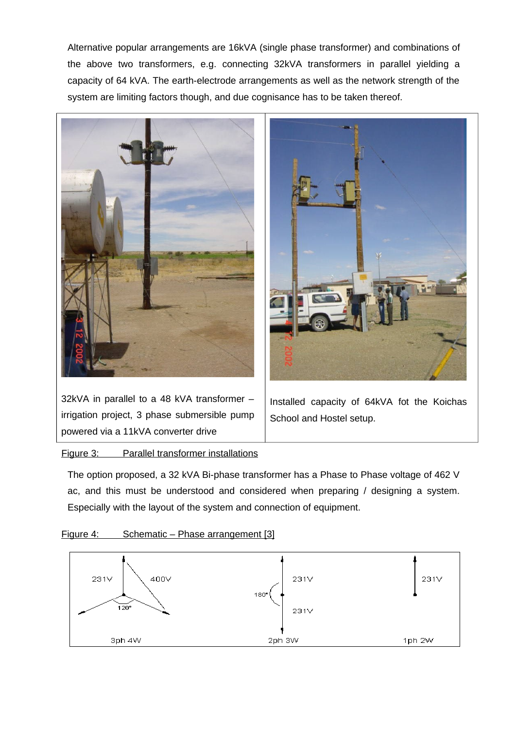Alternative popular arrangements are 16kVA (single phase transformer) and combinations of the above two transformers, e.g. connecting 32kVA transformers in parallel yielding a capacity of 64 kVA. The earth-electrode arrangements as well as the network strength of the system are limiting factors though, and due cognisance has to be taken thereof.

| 32kVA in parallel to a 48 kVA transformer – irrigation project, 3 phase submersible pump powered via a 11kVA converter drive | Installed capacity of 64kVA fot the Koichas School and Hostel setup. |
| --- | --- |

Figure 3: Parallel transformer installations

The option proposed, a 32 kVA Bi-phase transformer has a Phase to Phase voltage of 462 V ac, and this must be understood and considered when preparing / designing a system. Especially with the layout of the system and connection of equipment.

Figure 4: Schematic – Phase arrangement [3]

231V 400V 120° 3ph 4W

180° 231V 231V 2ph 3W

231V 1ph 2W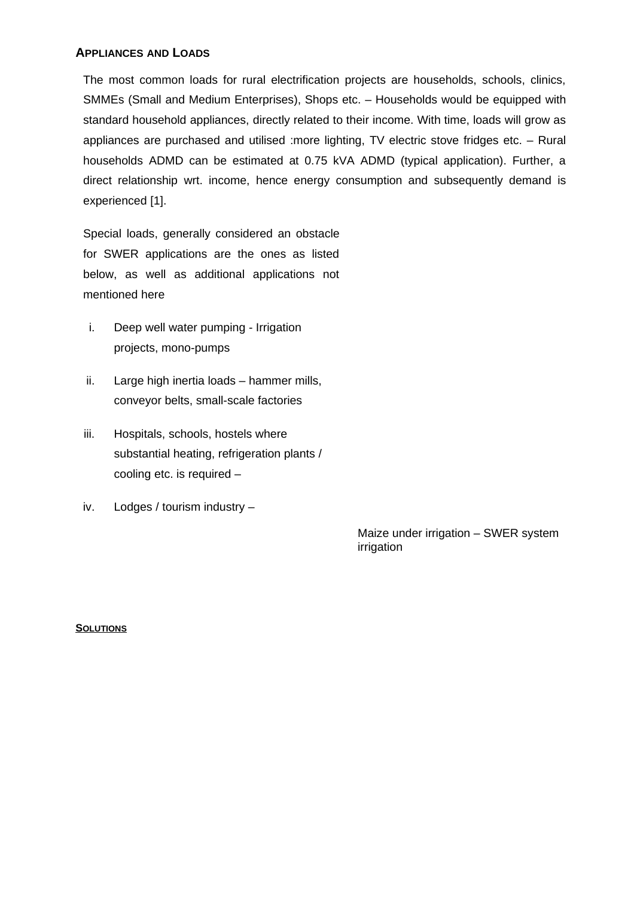### Appliances and Loads

The most common loads for rural electrification projects are households, schools, clinics, SMMEs (Small and Medium Enterprises), Shops etc. – Households would be equipped with standard household appliances, directly related to their income. With time, loads will grow as appliances are purchased and utilised :more lighting, TV electric stove fridges etc. – Rural households ADMD can be estimated at 0.75 kVA ADMD (typical application). Further, a direct relationship wrt. income, hence energy consumption and subsequently demand is experienced [1].

Special loads, generally considered an obstacle for SWER applications are the ones as listed below, as well as additional applications not mentioned here

i. Deep well water pumping - Irrigation projects, mono-pumps

ii. Large high inertia loads – hammer mills, conveyor belts, small-scale factories

iii. Hospitals, schools, hostels where substantial heating, refrigeration plants / cooling etc. is required –

iv. Lodges / tourism industry –

Maize under irrigation – SWER system irrigation

### Solutions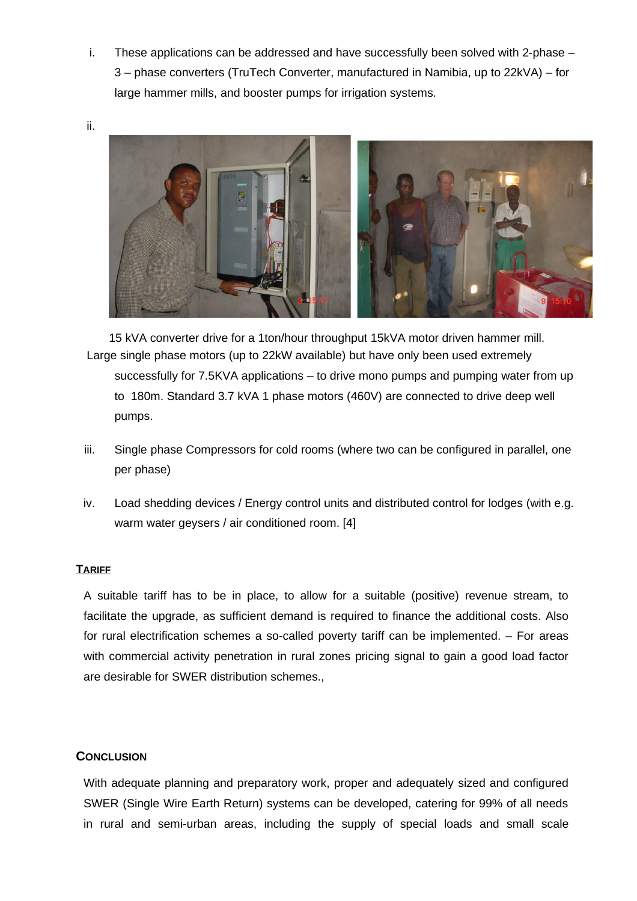i. These applications can be addressed and have successfully been solved with 2-phase – 3 – phase converters (TruTech Converter, manufactured in Namibia, up to 22kVA) – for large hammer mills, and booster pumps for irrigation systems.

ii.

15 kVA converter drive for a 1ton/hour throughput 15kVA motor driven hammer mill.

Large single phase motors (up to 22kW available) but have only been used extremely successfully for 7.5KVA applications – to drive mono pumps and pumping water from up to 180m. Standard 3.7 kVA 1 phase motors (460V) are connected to drive deep well pumps.

iii. Single phase Compressors for cold rooms (where two can be configured in parallel, one per phase)

iv. Load shedding devices / Energy control units and distributed control for lodges (with e.g. warm water geysers / air conditioned room. [4]

## TARIFF

A suitable tariff has to be in place, to allow for a suitable (positive) revenue stream, to facilitate the upgrade, as sufficient demand is required to finance the additional costs. Also for rural electrification schemes a so-called poverty tariff can be implemented. – For areas with commercial activity penetration in rural zones pricing signal to gain a good load factor are desirable for SWER distribution schemes.,

## CONCLUSION

With adequate planning and preparatory work, proper and adequately sized and configured SWER (Single Wire Earth Return) systems can be developed, catering for 99% of all needs in rural and semi-urban areas, including the supply of special loads and small scale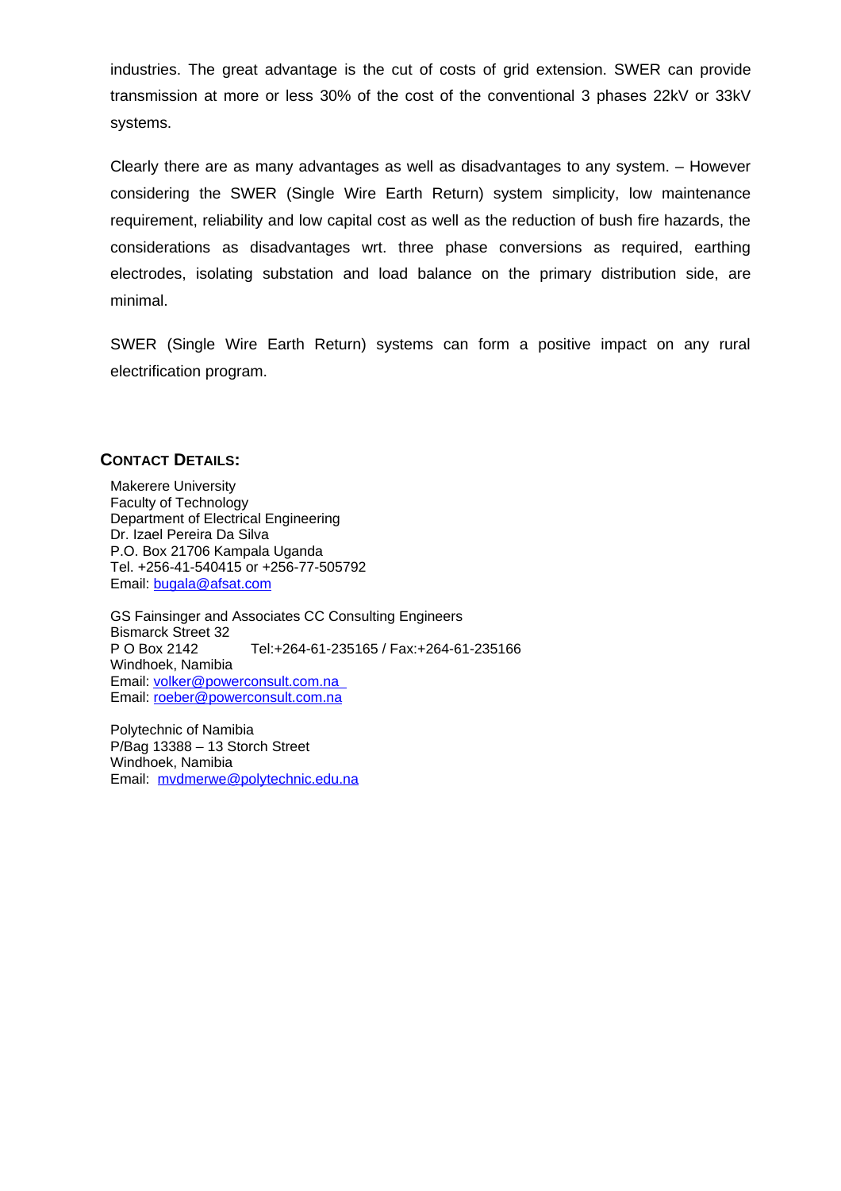industries. The great advantage is the cut of costs of grid extension. SWER can provide transmission at more or less 30% of the cost of the conventional 3 phases 22kV or 33kV systems.

Clearly there are as many advantages as well as disadvantages to any system. – However considering the SWER (Single Wire Earth Return) system simplicity, low maintenance requirement, reliability and low capital cost as well as the reduction of bush fire hazards, the considerations as disadvantages wrt. three phase conversions as required, earthing electrodes, isolating substation and load balance on the primary distribution side, are minimal.

SWER (Single Wire Earth Return) systems can form a positive impact on any rural electrification program.

## CONTACT DETAILS:

Makerere University
Faculty of Technology
Department of Electrical Engineering
Dr. Izael Pereira Da Silva
P.O. Box 21706 Kampala Uganda
Tel. +256-41-540415 or +256-77-505792
Email: bugala@afsat.com

GS Fainsinger and Associates CC Consulting Engineers
Bismarck Street 32
P O Box 2142 Tel:+264-61-235165 / Fax:+264-61-235166
Windhoek, Namibia
Email: volker@powerconsult.com.na
Email: roeber@powerconsult.com.na

Polytechnic of Namibia
P/Bag 13388 – 13 Storch Street
Windhoek, Namibia
Email: mvdmerwe@polytechnic.edu.na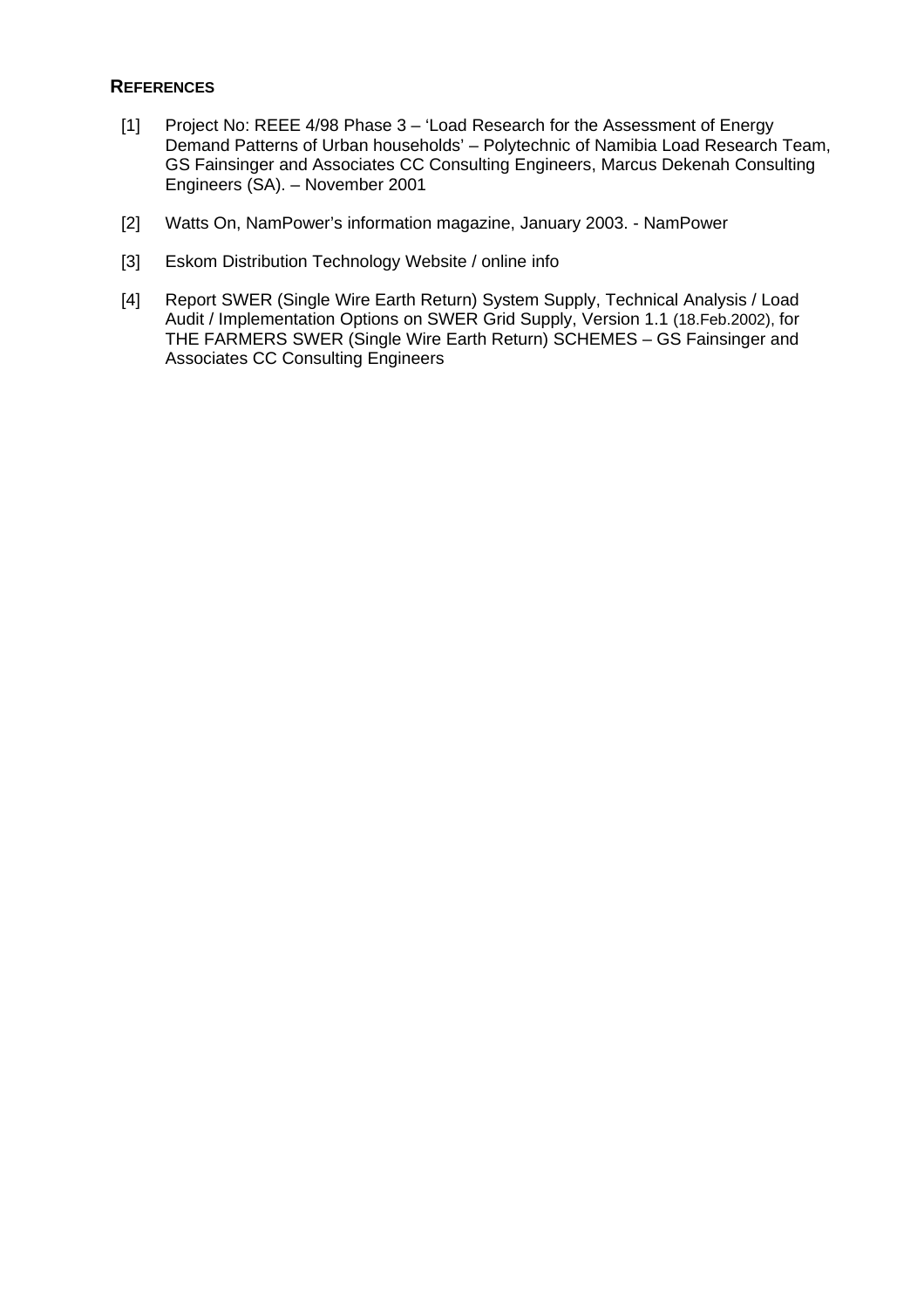**REFERENCES**

[1] Project No: REEE 4/98 Phase 3 – 'Load Research for the Assessment of Energy Demand Patterns of Urban households' – Polytechnic of Namibia Load Research Team, GS Fainsinger and Associates CC Consulting Engineers, Marcus Dekenah Consulting Engineers (SA). – November 2001

[2] Watts On, NamPower's information magazine, January 2003. - NamPower

[3] Eskom Distribution Technology Website / online info

[4] Report SWER (Single Wire Earth Return) System Supply, Technical Analysis / Load Audit / Implementation Options on SWER Grid Supply, Version 1.1 (18.Feb.2002), for THE FARMERS SWER (Single Wire Earth Return) SCHEMES – GS Fainsinger and Associates CC Consulting Engineers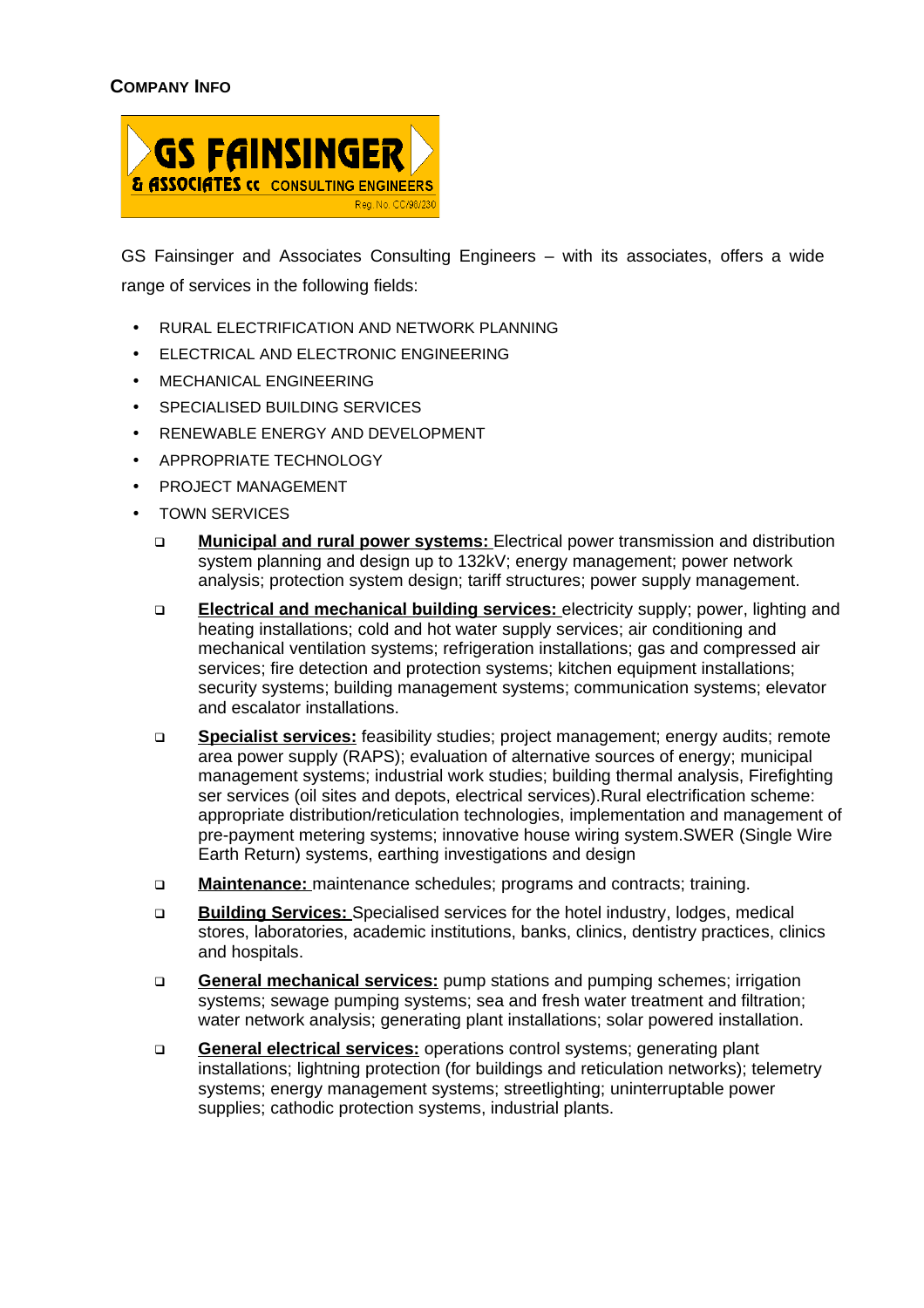## Company Info

GS FAINSINGER & ASSOCIATES cc CONSULTING ENGINEERS

Reg. No. CC/96/230

GS Fainsinger and Associates Consulting Engineers – with its associates, offers a wide range of services in the following fields:

- RURAL ELECTRIFICATION AND NETWORK PLANNING
- ELECTRICAL AND ELECTRONIC ENGINEERING
- MECHANICAL ENGINEERING
- SPECIALISED BUILDING SERVICES
- RENEWABLE ENERGY AND DEVELOPMENT
- APPROPRIATE TECHNOLOGY
- PROJECT MANAGEMENT
- TOWN SERVICES
  - **Municipal and rural power systems:** Electrical power transmission and distribution system planning and design up to 132kV; energy management; power network analysis; protection system design; tariff structures; power supply management.
  - **Electrical and mechanical building services:** electricity supply; power, lighting and heating installations; cold and hot water supply services; air conditioning and mechanical ventilation systems; refrigeration installations; gas and compressed air services; fire detection and protection systems; kitchen equipment installations; security systems; building management systems; communication systems; elevator and escalator installations.
  - **Specialist services:** feasibility studies; project management; energy audits; remote area power supply (RAPS); evaluation of alternative sources of energy; municipal management systems; industrial work studies; building thermal analysis, Firefighting ser services (oil sites and depots, electrical services).Rural electrification scheme: appropriate distribution/reticulation technologies, implementation and management of pre-payment metering systems; innovative house wiring system.SWER (Single Wire Earth Return) systems, earthing investigations and design
  - **Maintenance:** maintenance schedules; programs and contracts; training.
  - **Building Services:** Specialised services for the hotel industry, lodges, medical stores, laboratories, academic institutions, banks, clinics, dentistry practices, clinics and hospitals.
  - **General mechanical services:** pump stations and pumping schemes; irrigation systems; sewage pumping systems; sea and fresh water treatment and filtration; water network analysis; generating plant installations; solar powered installation.
  - **General electrical services:** operations control systems; generating plant installations; lightning protection (for buildings and reticulation networks); telemetry systems; energy management systems; streetlighting; uninterruptable power supplies; cathodic protection systems, industrial plants.